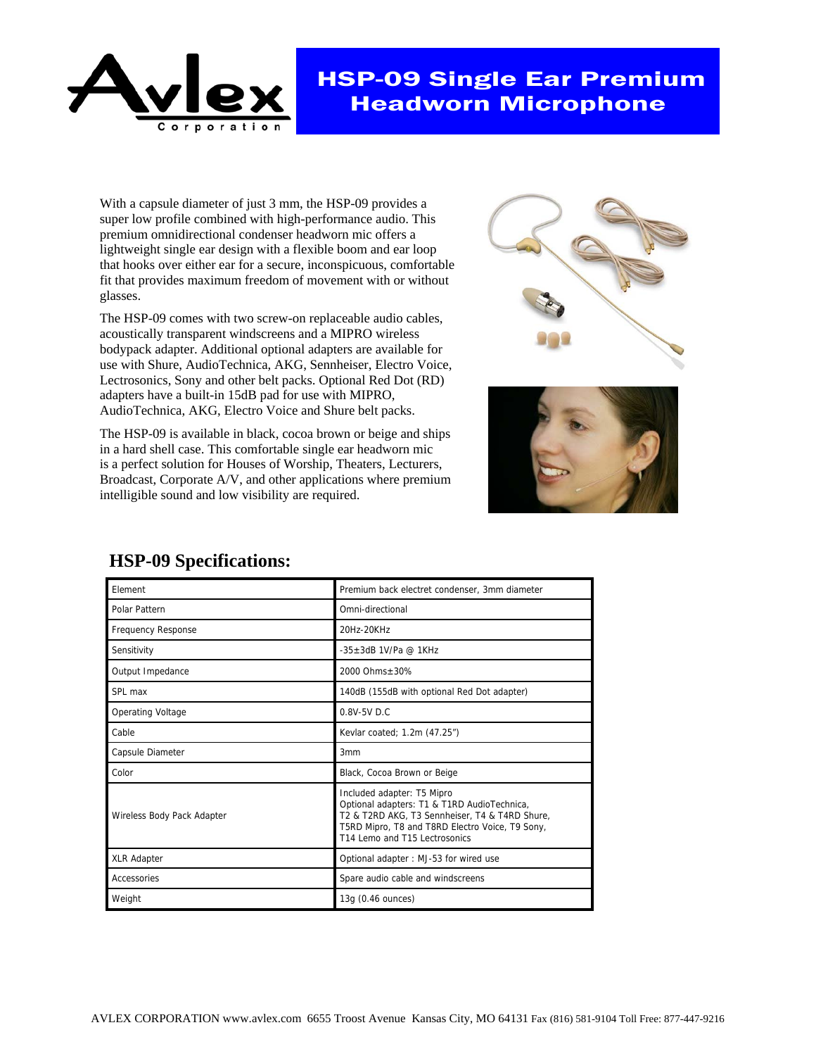# HSP-09 Single Ear Premium Headworn Microphone

With a capsule diameter of just 3 mm, the HSP-09 provides a super low profile combined with high-performance audio. This premium omnidirectional condenser headworn mic offers a lightweight single ear design with a flexible boom and ear loop that hooks over either ear for a secure, inconspicuous, comfortable fit that provides maximum freedom of movement with or without glasses.

The HSP-09 comes with two screw-on replaceable audio cables, acoustically transparent windscreens and a MIPRO wireless bodypack adapter. Additional optional adapters are available for use with Shure, AudioTechnica, AKG, Sennheiser, Electro Voice, Lectrosonics, Sony and other belt packs. Optional Red Dot (RD) adapters have a built-in 15dB pad for use with MIPRO, AudioTechnica, AKG, Electro Voice and Shure belt packs.

The HSP-09 is available in black, cocoa brown or beige and ships in a hard shell case. This comfortable single ear headworn mic is a perfect solution for Houses of Worship, Theaters, Lecturers, Broadcast, Corporate A/V, and other applications where premium intelligible sound and low visibility are required.

## HSP-09 Specifications:

| Specification | Value |
|---|---|
| Element | Premium back electret condenser, 3mm diameter |
| Polar Pattern | Omni-directional |
| Frequency Response | 20Hz-20KHz |
| Sensitivity | -35±3dB 1V/Pa @ 1KHz |
| Output Impedance | 2000 Ohms±30% |
| SPL max | 140dB (155dB with optional Red Dot adapter) |
| Operating Voltage | 0.8V-5V D.C |
| Cable | Kevlar coated; 1.2m (47.25") |
| Capsule Diameter | 3mm |
| Color | Black, Cocoa Brown or Beige |
| Wireless Body Pack Adapter | Included adapter: T5 Mipro<br>Optional adapters: T1 & T1RD AudioTechnica, T2 & T2RD AKG, T3 Sennheiser, T4 & T4RD Shure, T5RD Mipro, T8 and T8RD Electro Voice, T9 Sony, T14 Lemo and T15 Lectrosonics |
| XLR Adapter | Optional adapter : MJ-53 for wired use |
| Accessories | Spare audio cable and windscreens |
| Weight | 13g (0.46 ounces) |

AVLEX CORPORATION www.avlex.com 6655 Troost Avenue Kansas City, MO 64131 Fax (816) 581-9104 Toll Free: 877-447-9216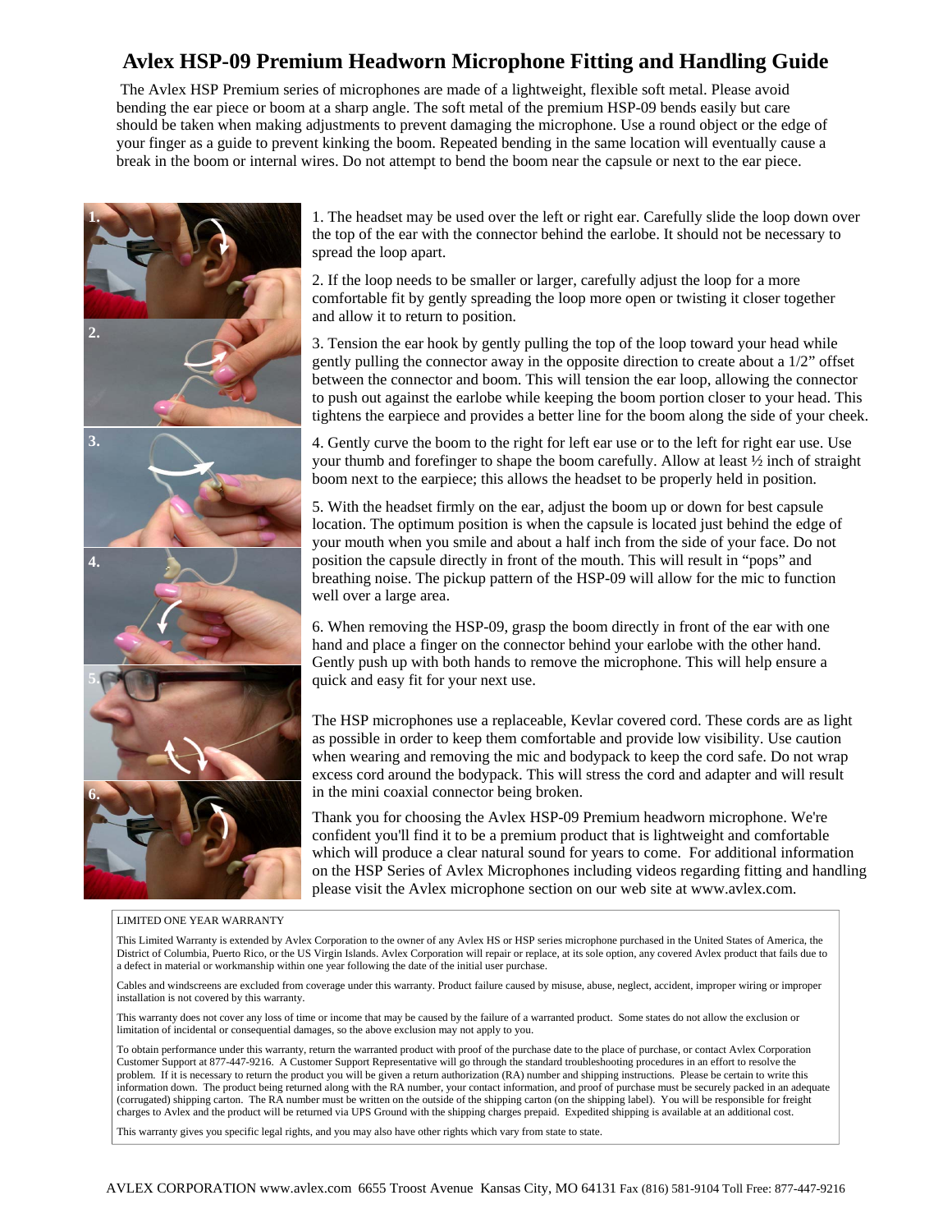# Avlex HSP-09 Premium Headworn Microphone Fitting and Handling Guide

The Avlex HSP Premium series of microphones are made of a lightweight, flexible soft metal. Please avoid bending the ear piece or boom at a sharp angle. The soft metal of the premium HSP-09 bends easily but care should be taken when making adjustments to prevent damaging the microphone. Use a round object or the edge of your finger as a guide to prevent kinking the boom. Repeated bending in the same location will eventually cause a break in the boom or internal wires. Do not attempt to bend the boom near the capsule or next to the ear piece.

1. The headset may be used over the left or right ear. Carefully slide the loop down over the top of the ear with the connector behind the earlobe. It should not be necessary to spread the loop apart.

2. If the loop needs to be smaller or larger, carefully adjust the loop for a more comfortable fit by gently spreading the loop more open or twisting it closer together and allow it to return to position.

3. Tension the ear hook by gently pulling the top of the loop toward your head while gently pulling the connector away in the opposite direction to create about a 1/2" offset between the connector and boom. This will tension the ear loop, allowing the connector to push out against the earlobe while keeping the boom portion closer to your head. This tightens the earpiece and provides a better line for the boom along the side of your cheek.

4. Gently curve the boom to the right for left ear use or to the left for right ear use. Use your thumb and forefinger to shape the boom carefully. Allow at least ½ inch of straight boom next to the earpiece; this allows the headset to be properly held in position.

5. With the headset firmly on the ear, adjust the boom up or down for best capsule location. The optimum position is when the capsule is located just behind the edge of your mouth when you smile and about a half inch from the side of your face. Do not position the capsule directly in front of the mouth. This will result in "pops" and breathing noise. The pickup pattern of the HSP-09 will allow for the mic to function well over a large area.

6. When removing the HSP-09, grasp the boom directly in front of the ear with one hand and place a finger on the connector behind your earlobe with the other hand. Gently push up with both hands to remove the microphone. This will help ensure a quick and easy fit for your next use.

The HSP microphones use a replaceable, Kevlar covered cord. These cords are as light as possible in order to keep them comfortable and provide low visibility. Use caution when wearing and removing the mic and bodypack to keep the cord safe. Do not wrap excess cord around the bodypack. This will stress the cord and adapter and will result in the mini coaxial connector being broken.

Thank you for choosing the Avlex HSP-09 Premium headworn microphone. We're confident you'll find it to be a premium product that is lightweight and comfortable which will produce a clear natural sound for years to come. For additional information on the HSP Series of Avlex Microphones including videos regarding fitting and handling please visit the Avlex microphone section on our web site at www.avlex.com.

LIMITED ONE YEAR WARRANTY

This Limited Warranty is extended by Avlex Corporation to the owner of any Avlex HS or HSP series microphone purchased in the United States of America, the District of Columbia, Puerto Rico, or the US Virgin Islands. Avlex Corporation will repair or replace, at its sole option, any covered Avlex product that fails due to a defect in material or workmanship within one year following the date of the initial user purchase.

Cables and windscreens are excluded from coverage under this warranty. Product failure caused by misuse, abuse, neglect, accident, improper wiring or improper installation is not covered by this warranty.

This warranty does not cover any loss of time or income that may be caused by the failure of a warranted product. Some states do not allow the exclusion or limitation of incidental or consequential damages, so the above exclusion may not apply to you.

To obtain performance under this warranty, return the warranted product with proof of the purchase date to the place of purchase, or contact Avlex Corporation Customer Support at 877-447-9216. A Customer Support Representative will go through the standard troubleshooting procedures in an effort to resolve the problem. If it is necessary to return the product you will be given a return authorization (RA) number and shipping instructions. Please be certain to write this information down. The product being returned along with the RA number, your contact information, and proof of purchase must be securely packed in an adequate (corrugated) shipping carton. The RA number must be written on the outside of the shipping carton (on the shipping label). You will be responsible for freight charges to Avlex and the product will be returned via UPS Ground with the shipping charges prepaid. Expedited shipping is available at an additional cost.

This warranty gives you specific legal rights, and you may also have other rights which vary from state to state.

AVLEX CORPORATION www.avlex.com 6655 Troost Avenue Kansas City, MO 64131 Fax (816) 581-9104 Toll Free: 877-447-9216